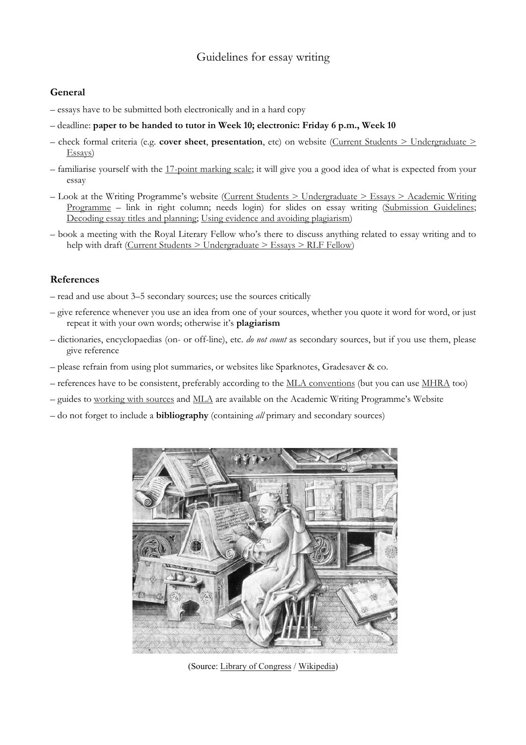# Guidelines for essay writing

## General

– essays have to be submitted both electronically and in a hard copy

– deadline: **paper to be handed to tutor in Week 10; electronic: Friday 6 p.m., Week 10**

– check formal criteria (e.g. **cover sheet**, **presentation**, etc) on website (Current Students > Undergraduate > Essays)

– familiarise yourself with the 17-point marking scale; it will give you a good idea of what is expected from your essay

– Look at the Writing Programme's website (Current Students > Undergraduate > Essays > Academic Writing Programme – link in right column; needs login) for slides on essay writing (Submission Guidelines; Decoding essay titles and planning; Using evidence and avoiding plagiarism)

– book a meeting with the Royal Literary Fellow who's there to discuss anything related to essay writing and to help with draft (Current Students > Undergraduate > Essays > RLF Fellow)

## References

– read and use about 3–5 secondary sources; use the sources critically

– give reference whenever you use an idea from one of your sources, whether you quote it word for word, or just repeat it with your own words; otherwise it's **plagiarism**

– dictionaries, encyclopaedias (on- or off-line), etc. *do not count* as secondary sources, but if you use them, please give reference

– please refrain from using plot summaries, or websites like Sparknotes, Gradesaver & co.

– references have to be consistent, preferably according to the MLA conventions (but you can use MHRA too)

– guides to working with sources and MLA are available on the Academic Writing Programme's Website

– do not forget to include a **bibliography** (containing *all* primary and secondary sources)

(Source: Library of Congress / Wikipedia)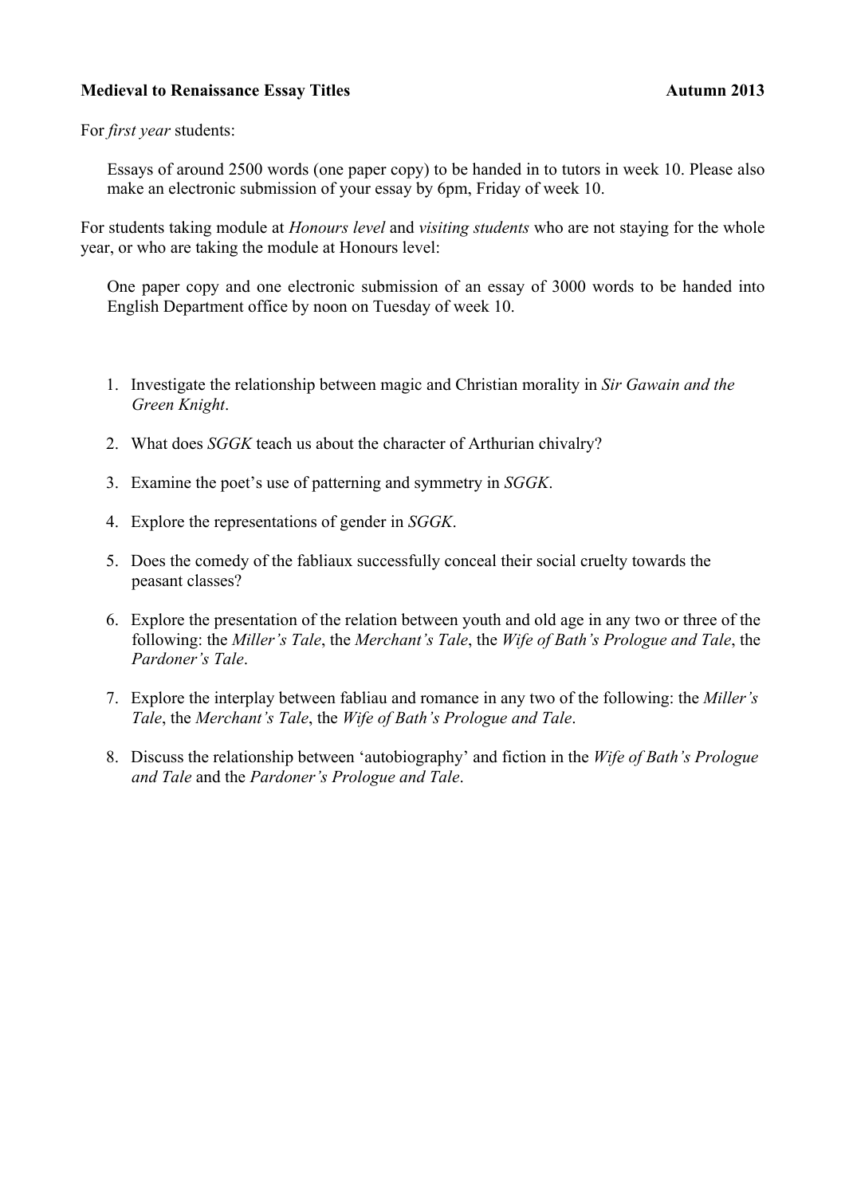**Medieval to Renaissance Essay Titles** **Autumn 2013**

For *first year* students:

> Essays of around 2500 words (one paper copy) to be handed in to tutors in week 10. Please also make an electronic submission of your essay by 6pm, Friday of week 10.

For students taking module at *Honours level* and *visiting students* who are not staying for the whole year, or who are taking the module at Honours level:

> One paper copy and one electronic submission of an essay of 3000 words to be handed into English Department office by noon on Tuesday of week 10.

1. Investigate the relationship between magic and Christian morality in *Sir Gawain and the Green Knight*.
2. What does *SGGK* teach us about the character of Arthurian chivalry?
3. Examine the poet's use of patterning and symmetry in *SGGK*.
4. Explore the representations of gender in *SGGK*.
5. Does the comedy of the fabliaux successfully conceal their social cruelty towards the peasant classes?
6. Explore the presentation of the relation between youth and old age in any two or three of the following: the *Miller's Tale*, the *Merchant's Tale*, the *Wife of Bath's Prologue and Tale*, the *Pardoner's Tale*.
7. Explore the interplay between fabliau and romance in any two of the following: the *Miller's Tale*, the *Merchant's Tale*, the *Wife of Bath's Prologue and Tale*.
8. Discuss the relationship between 'autobiography' and fiction in the *Wife of Bath's Prologue and Tale* and the *Pardoner's Prologue and Tale*.